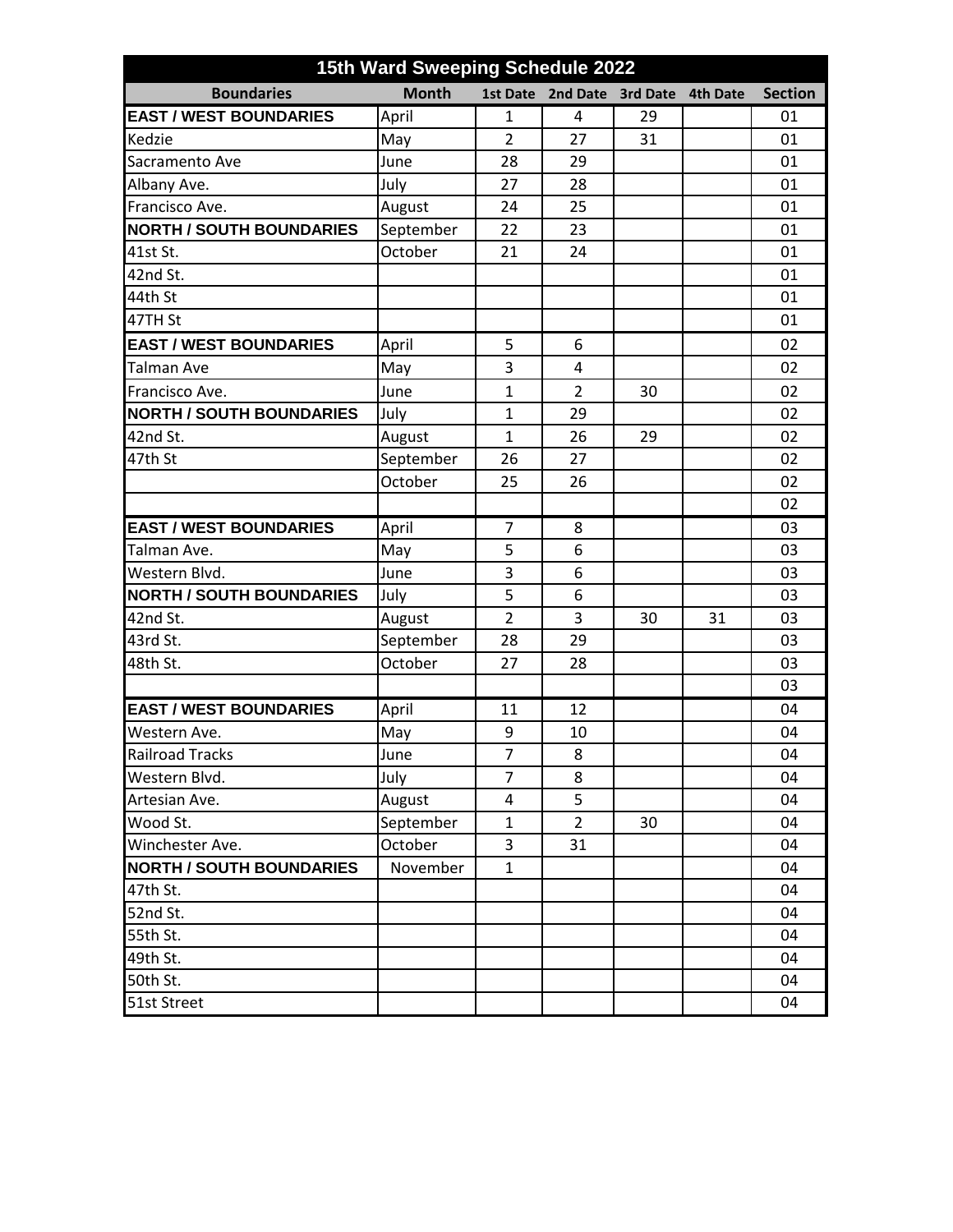# 15th Ward Sweeping Schedule 2022

| Boundaries | Month | 1st Date | 2nd Date | 3rd Date | 4th Date | Section |
|---|---|---|---|---|---|---|
| **EAST / WEST BOUNDARIES** | April | 1 | 4 | 29 | | 01 |
| Kedzie | May | 2 | 27 | 31 | | 01 |
| Sacramento Ave | June | 28 | 29 | | | 01 |
| Albany Ave. | July | 27 | 28 | | | 01 |
| Francisco Ave. | August | 24 | 25 | | | 01 |
| **NORTH / SOUTH BOUNDARIES** | September | 22 | 23 | | | 01 |
| 41st St. | October | 21 | 24 | | | 01 |
| 42nd St. | | | | | | 01 |
| 44th St | | | | | | 01 |
| 47TH St | | | | | | 01 |
| **EAST / WEST BOUNDARIES** | April | 5 | 6 | | | 02 |
| Talman Ave | May | 3 | 4 | | | 02 |
| Francisco Ave. | June | 1 | 2 | 30 | | 02 |
| **NORTH / SOUTH BOUNDARIES** | July | 1 | 29 | | | 02 |
| 42nd St. | August | 1 | 26 | 29 | | 02 |
| 47th St | September | 26 | 27 | | | 02 |
| | October | 25 | 26 | | | 02 |
| | | | | | | 02 |
| **EAST / WEST BOUNDARIES** | April | 7 | 8 | | | 03 |
| Talman Ave. | May | 5 | 6 | | | 03 |
| Western Blvd. | June | 3 | 6 | | | 03 |
| **NORTH / SOUTH BOUNDARIES** | July | 5 | 6 | | | 03 |
| 42nd St. | August | 2 | 3 | 30 | 31 | 03 |
| 43rd St. | September | 28 | 29 | | | 03 |
| 48th St. | October | 27 | 28 | | | 03 |
| | | | | | | 03 |
| **EAST / WEST BOUNDARIES** | April | 11 | 12 | | | 04 |
| Western Ave. | May | 9 | 10 | | | 04 |
| Railroad Tracks | June | 7 | 8 | | | 04 |
| Western Blvd. | July | 7 | 8 | | | 04 |
| Artesian Ave. | August | 4 | 5 | | | 04 |
| Wood St. | September | 1 | 2 | 30 | | 04 |
| Winchester Ave. | October | 3 | 31 | | | 04 |
| **NORTH / SOUTH BOUNDARIES** | November | 1 | | | | 04 |
| 47th St. | | | | | | 04 |
| 52nd St. | | | | | | 04 |
| 55th St. | | | | | | 04 |
| 49th St. | | | | | | 04 |
| 50th St. | | | | | | 04 |
| 51st Street | | | | | | 04 |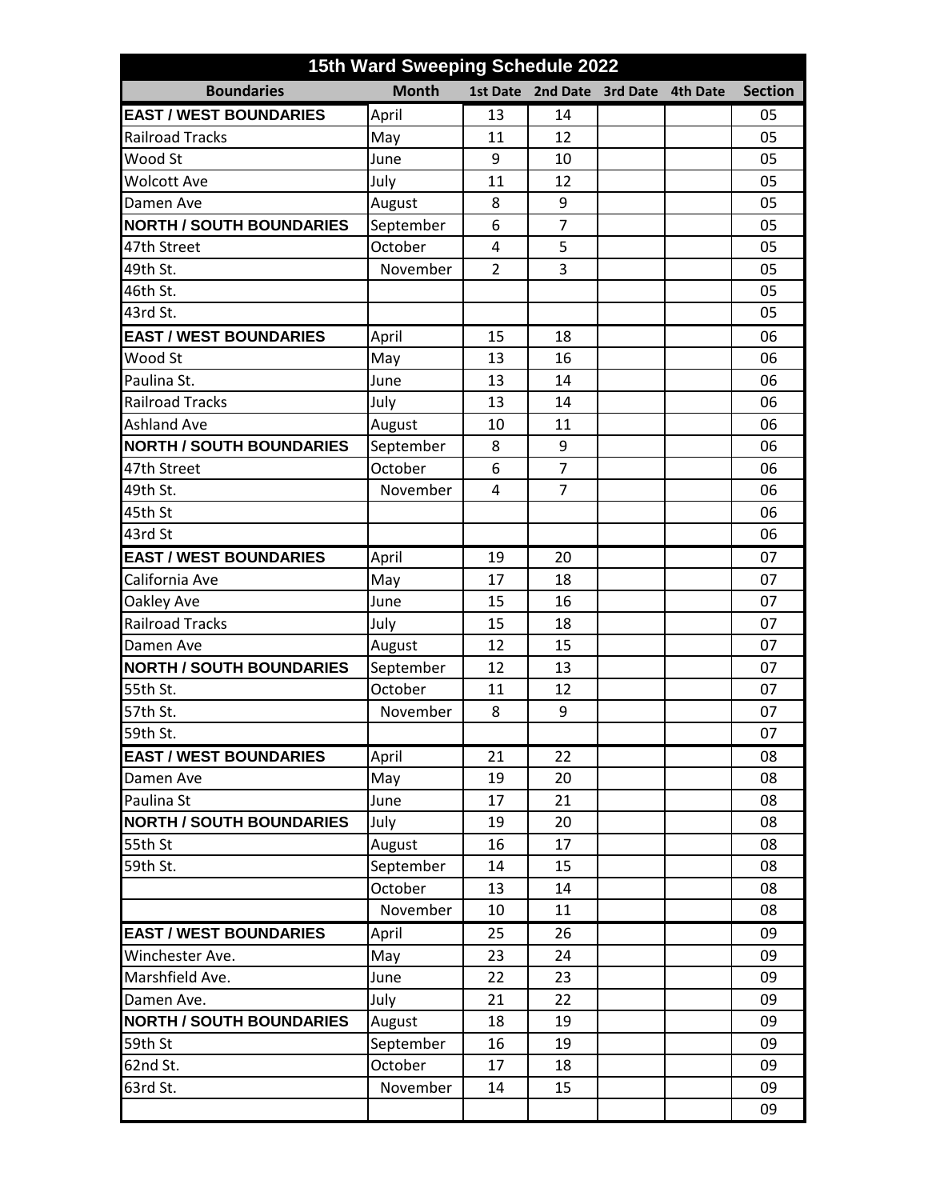| 15th Ward Sweeping Schedule 2022 | | | | | | |
|---|---|---|---|---|---|---|
| **Boundaries** | **Month** | **1st Date** | **2nd Date** | **3rd Date** | **4th Date** | **Section** |
| **EAST / WEST BOUNDARIES** | April | 13 | 14 | | | 05 |
| Railroad Tracks | May | 11 | 12 | | | 05 |
| Wood St | June | 9 | 10 | | | 05 |
| Wolcott Ave | July | 11 | 12 | | | 05 |
| Damen Ave | August | 8 | 9 | | | 05 |
| **NORTH / SOUTH BOUNDARIES** | September | 6 | 7 | | | 05 |
| 47th Street | October | 4 | 5 | | | 05 |
| 49th St. | November | 2 | 3 | | | 05 |
| 46th St. | | | | | | 05 |
| 43rd St. | | | | | | 05 |
| **EAST / WEST BOUNDARIES** | April | 15 | 18 | | | 06 |
| Wood St | May | 13 | 16 | | | 06 |
| Paulina St. | June | 13 | 14 | | | 06 |
| Railroad Tracks | July | 13 | 14 | | | 06 |
| Ashland Ave | August | 10 | 11 | | | 06 |
| **NORTH / SOUTH BOUNDARIES** | September | 8 | 9 | | | 06 |
| 47th Street | October | 6 | 7 | | | 06 |
| 49th St. | November | 4 | 7 | | | 06 |
| 45th St | | | | | | 06 |
| 43rd St | | | | | | 06 |
| **EAST / WEST BOUNDARIES** | April | 19 | 20 | | | 07 |
| California Ave | May | 17 | 18 | | | 07 |
| Oakley Ave | June | 15 | 16 | | | 07 |
| Railroad Tracks | July | 15 | 18 | | | 07 |
| Damen Ave | August | 12 | 15 | | | 07 |
| **NORTH / SOUTH BOUNDARIES** | September | 12 | 13 | | | 07 |
| 55th St. | October | 11 | 12 | | | 07 |
| 57th St. | November | 8 | 9 | | | 07 |
| 59th St. | | | | | | 07 |
| **EAST / WEST BOUNDARIES** | April | 21 | 22 | | | 08 |
| Damen Ave | May | 19 | 20 | | | 08 |
| Paulina St | June | 17 | 21 | | | 08 |
| **NORTH / SOUTH BOUNDARIES** | July | 19 | 20 | | | 08 |
| 55th St | August | 16 | 17 | | | 08 |
| 59th St. | September | 14 | 15 | | | 08 |
| | October | 13 | 14 | | | 08 |
| | November | 10 | 11 | | | 08 |
| **EAST / WEST BOUNDARIES** | April | 25 | 26 | | | 09 |
| Winchester Ave. | May | 23 | 24 | | | 09 |
| Marshfield Ave. | June | 22 | 23 | | | 09 |
| Damen Ave. | July | 21 | 22 | | | 09 |
| **NORTH / SOUTH BOUNDARIES** | August | 18 | 19 | | | 09 |
| 59th St | September | 16 | 19 | | | 09 |
| 62nd St. | October | 17 | 18 | | | 09 |
| 63rd St. | November | 14 | 15 | | | 09 |
| | | | | | | 09 |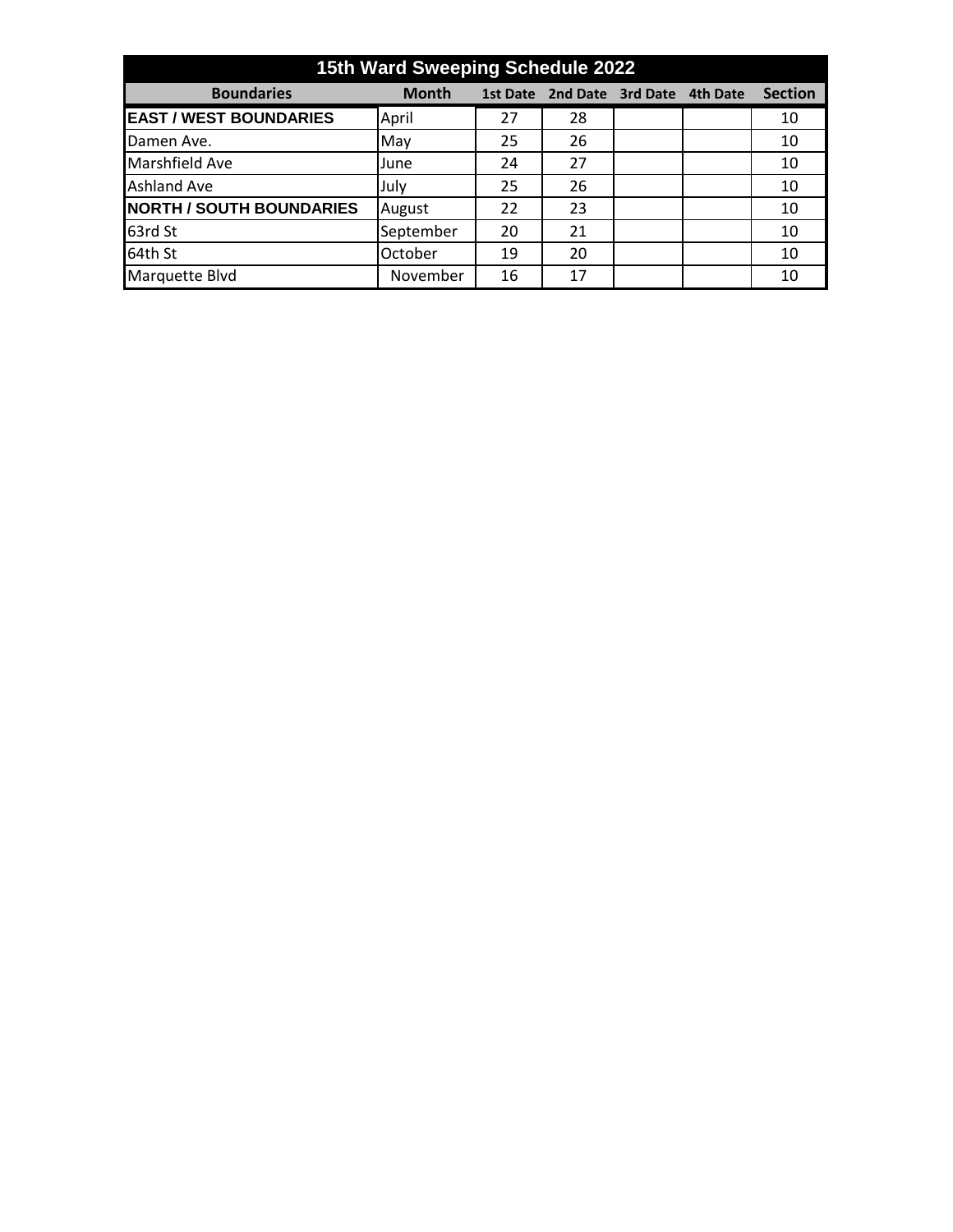| 15th Ward Sweeping Schedule 2022 | | | | | | |
|---|---|---|---|---|---|---|
| **Boundaries** | **Month** | **1st Date** | **2nd Date** | **3rd Date** | **4th Date** | **Section** |
| **EAST / WEST BOUNDARIES** | April | 27 | 28 | | | 10 |
| Damen Ave. | May | 25 | 26 | | | 10 |
| Marshfield Ave | June | 24 | 27 | | | 10 |
| Ashland Ave | July | 25 | 26 | | | 10 |
| **NORTH / SOUTH BOUNDARIES** | August | 22 | 23 | | | 10 |
| 63rd St | September | 20 | 21 | | | 10 |
| 64th St | October | 19 | 20 | | | 10 |
| Marquette Blvd | November | 16 | 17 | | | 10 |